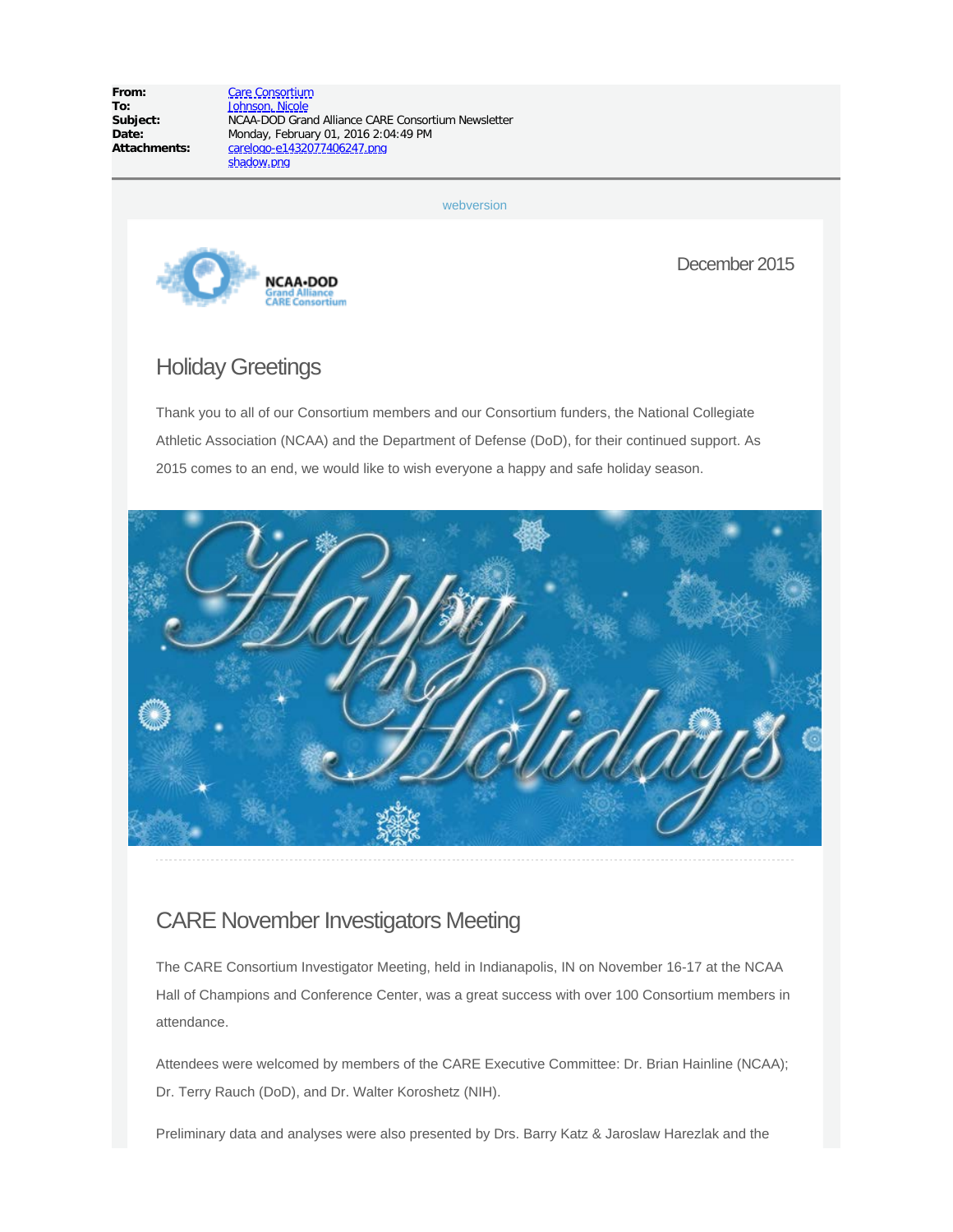| | |
|---|---|
| **From:** | Care Consortium |
| **To:** | Johnson, Nicole |
| **Subject:** | NCAA-DOD Grand Alliance CARE Consortium Newsletter |
| **Date:** | Monday, February 01, 2016 2:04:49 PM |
| **Attachments:** | carelogo-e1432077406247.png<br>shadow.png |

webversion

NCAA•DOD
Grand Alliance
CARE Consortium

December 2015

## Holiday Greetings

Thank you to all of our Consortium members and our Consortium funders, the National Collegiate Athletic Association (NCAA) and the Department of Defense (DoD), for their continued support. As 2015 comes to an end, we would like to wish everyone a happy and safe holiday season.

## CARE November Investigators Meeting

The CARE Consortium Investigator Meeting, held in Indianapolis, IN on November 16-17 at the NCAA Hall of Champions and Conference Center, was a great success with over 100 Consortium members in attendance.

Attendees were welcomed by members of the CARE Executive Committee: Dr. Brian Hainline (NCAA); Dr. Terry Rauch (DoD), and Dr. Walter Koroshetz (NIH).

Preliminary data and analyses were also presented by Drs. Barry Katz & Jaroslaw Harezlak and the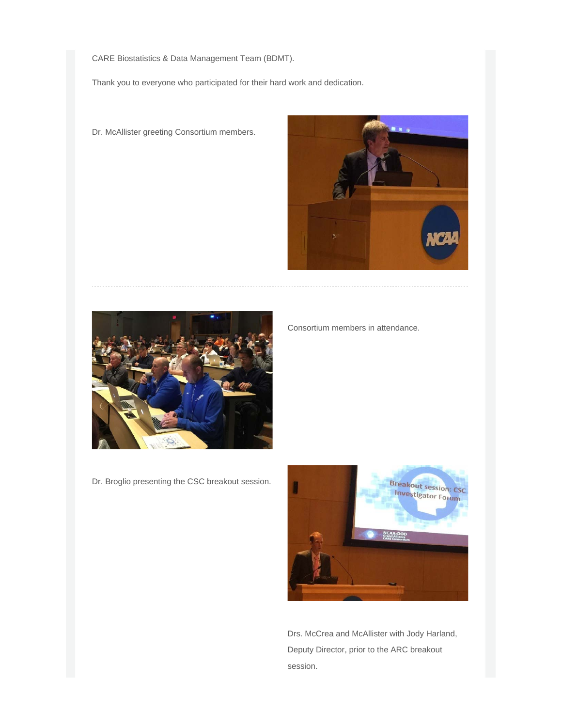CARE Biostatistics & Data Management Team (BDMT).

Thank you to everyone who participated for their hard work and dedication.

Dr. McAllister greeting Consortium members.

---

Consortium members in attendance.

Dr. Broglio presenting the CSC breakout session.

Drs. McCrea and McAllister with Jody Harland, Deputy Director, prior to the ARC breakout session.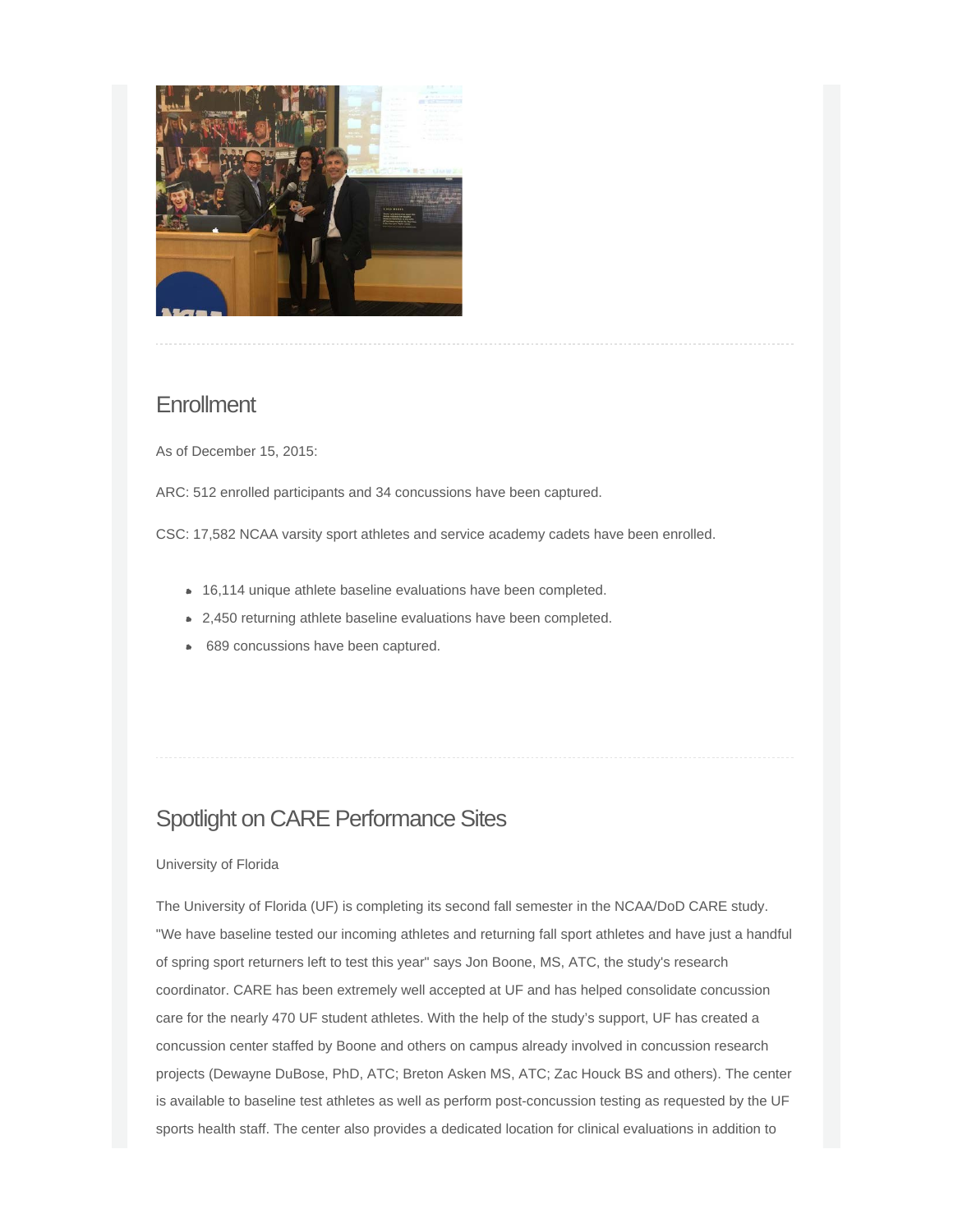## Enrollment

As of December 15, 2015:

ARC: 512 enrolled participants and 34 concussions have been captured.

CSC: 17,582 NCAA varsity sport athletes and service academy cadets have been enrolled.

- 16,114 unique athlete baseline evaluations have been completed.
- 2,450 returning athlete baseline evaluations have been completed.
- 689 concussions have been captured.

## Spotlight on CARE Performance Sites

University of Florida

The University of Florida (UF) is completing its second fall semester in the NCAA/DoD CARE study. "We have baseline tested our incoming athletes and returning fall sport athletes and have just a handful of spring sport returners left to test this year" says Jon Boone, MS, ATC, the study's research coordinator. CARE has been extremely well accepted at UF and has helped consolidate concussion care for the nearly 470 UF student athletes. With the help of the study's support, UF has created a concussion center staffed by Boone and others on campus already involved in concussion research projects (Dewayne DuBose, PhD, ATC; Breton Asken MS, ATC; Zac Houck BS and others). The center is available to baseline test athletes as well as perform post-concussion testing as requested by the UF sports health staff. The center also provides a dedicated location for clinical evaluations in addition to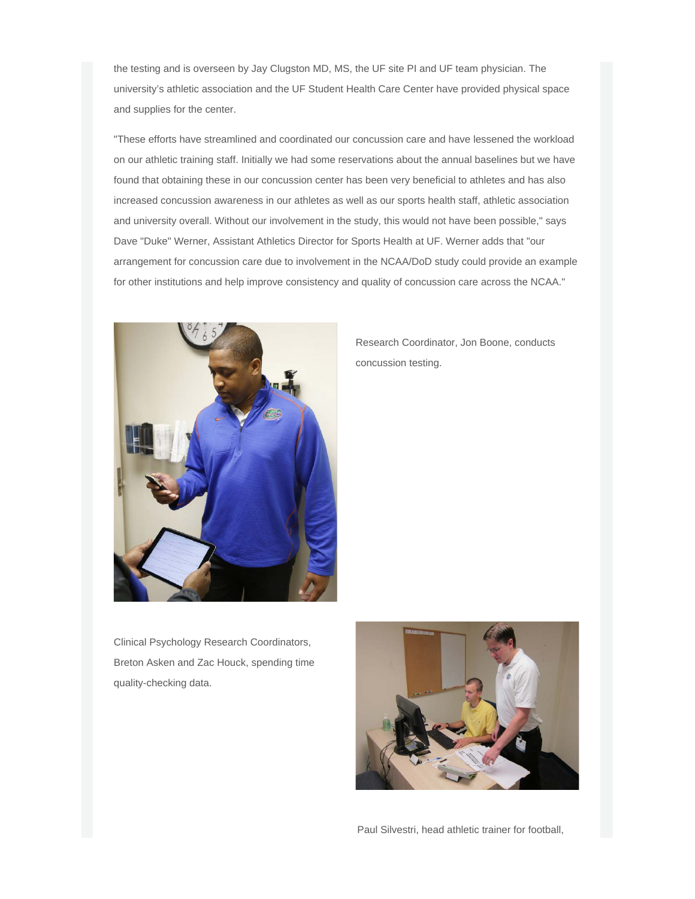the testing and is overseen by Jay Clugston MD, MS, the UF site PI and UF team physician. The university's athletic association and the UF Student Health Care Center have provided physical space and supplies for the center.

"These efforts have streamlined and coordinated our concussion care and have lessened the workload on our athletic training staff. Initially we had some reservations about the annual baselines but we have found that obtaining these in our concussion center has been very beneficial to athletes and has also increased concussion awareness in our athletes as well as our sports health staff, athletic association and university overall. Without our involvement in the study, this would not have been possible," says Dave "Duke" Werner, Assistant Athletics Director for Sports Health at UF. Werner adds that "our arrangement for concussion care due to involvement in the NCAA/DoD study could provide an example for other institutions and help improve consistency and quality of concussion care across the NCAA."

Research Coordinator, Jon Boone, conducts concussion testing.

Clinical Psychology Research Coordinators, Breton Asken and Zac Houck, spending time quality-checking data.

Paul Silvestri, head athletic trainer for football,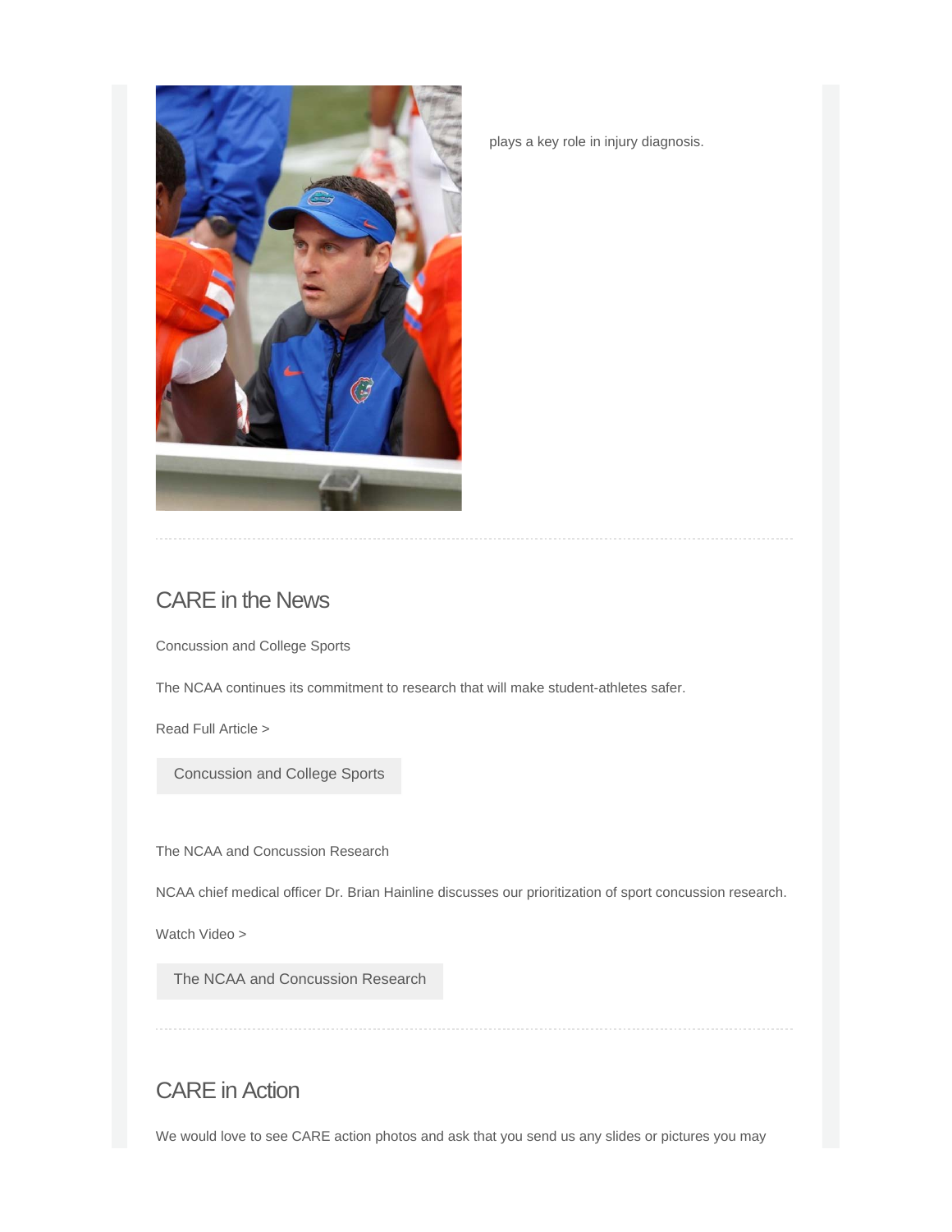plays a key role in injury diagnosis.

---

## CARE in the News

Concussion and College Sports

The NCAA continues its commitment to research that will make student-athletes safer.

Read Full Article >

Concussion and College Sports

The NCAA and Concussion Research

NCAA chief medical officer Dr. Brian Hainline discusses our prioritization of sport concussion research.

Watch Video >

The NCAA and Concussion Research

---

## CARE in Action

We would love to see CARE action photos and ask that you send us any slides or pictures you may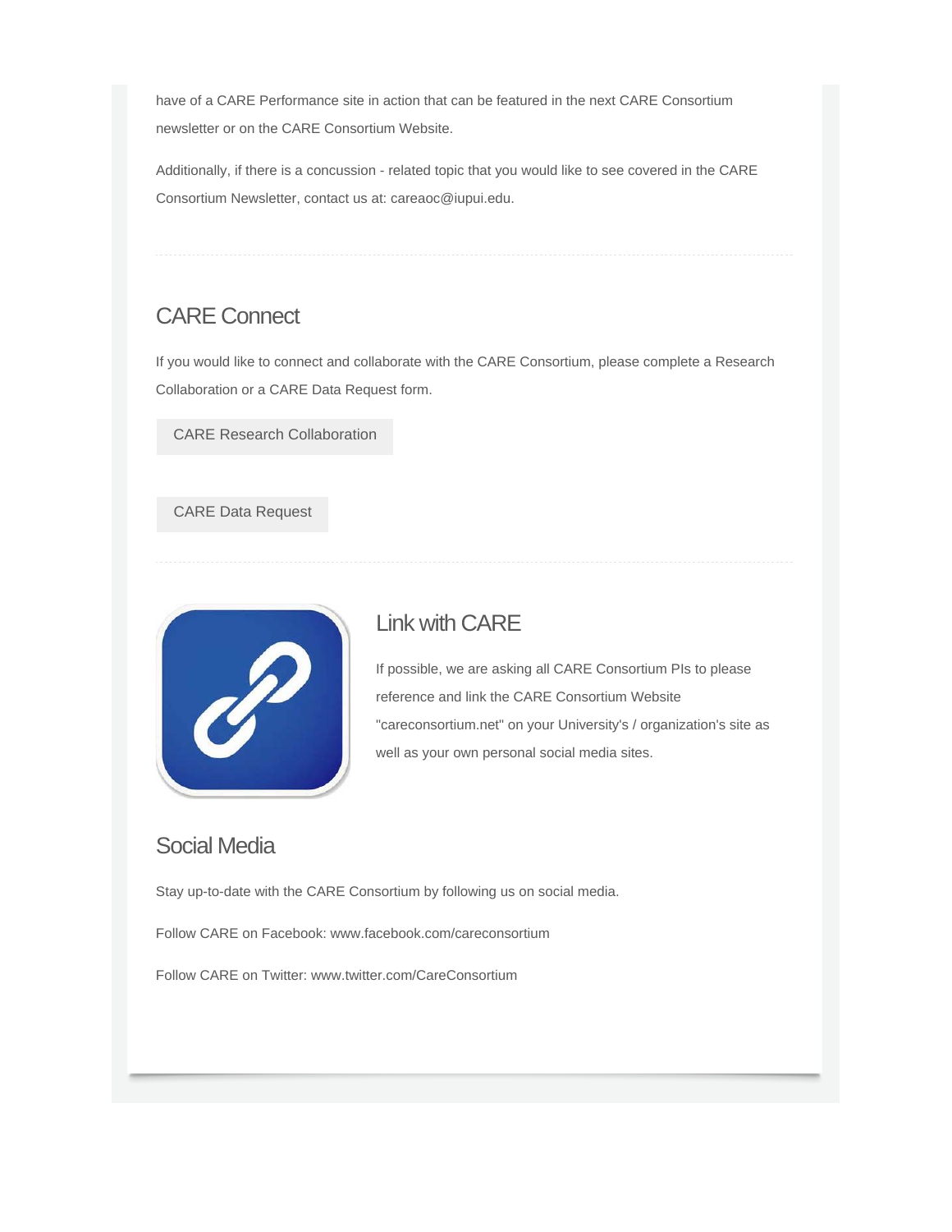have of a CARE Performance site in action that can be featured in the next CARE Consortium newsletter or on the CARE Consortium Website.

Additionally, if there is a concussion - related topic that you would like to see covered in the CARE Consortium Newsletter, contact us at: careaoc@iupui.edu.

## CARE Connect

If you would like to connect and collaborate with the CARE Consortium, please complete a Research Collaboration or a CARE Data Request form.

CARE Research Collaboration

CARE Data Request

## Link with CARE

If possible, we are asking all CARE Consortium PIs to please reference and link the CARE Consortium Website "careconsortium.net" on your University's / organization's site as well as your own personal social media sites.

## Social Media

Stay up-to-date with the CARE Consortium by following us on social media.

Follow CARE on Facebook: www.facebook.com/careconsortium

Follow CARE on Twitter: www.twitter.com/CareConsortium